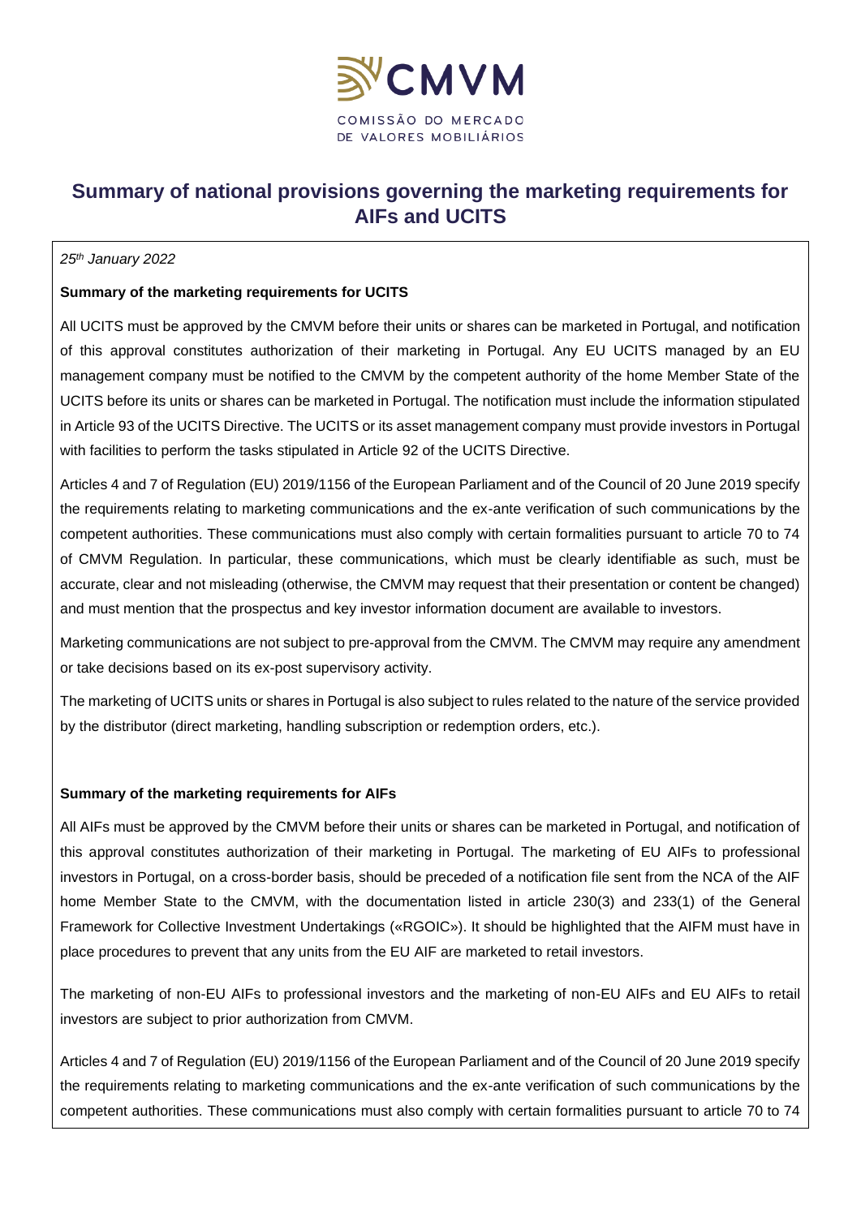# Summary of national provisions governing the marketing requirements for AIFs and UCITS

*25th January 2022*

**Summary of the marketing requirements for UCITS**

All UCITS must be approved by the CMVM before their units or shares can be marketed in Portugal, and notification of this approval constitutes authorization of their marketing in Portugal. Any EU UCITS managed by an EU management company must be notified to the CMVM by the competent authority of the home Member State of the UCITS before its units or shares can be marketed in Portugal. The notification must include the information stipulated in Article 93 of the UCITS Directive. The UCITS or its asset management company must provide investors in Portugal with facilities to perform the tasks stipulated in Article 92 of the UCITS Directive.

Articles 4 and 7 of Regulation (EU) 2019/1156 of the European Parliament and of the Council of 20 June 2019 specify the requirements relating to marketing communications and the ex-ante verification of such communications by the competent authorities. These communications must also comply with certain formalities pursuant to article 70 to 74 of CMVM Regulation. In particular, these communications, which must be clearly identifiable as such, must be accurate, clear and not misleading (otherwise, the CMVM may request that their presentation or content be changed) and must mention that the prospectus and key investor information document are available to investors.

Marketing communications are not subject to pre-approval from the CMVM. The CMVM may require any amendment or take decisions based on its ex-post supervisory activity.

The marketing of UCITS units or shares in Portugal is also subject to rules related to the nature of the service provided by the distributor (direct marketing, handling subscription or redemption orders, etc.).

**Summary of the marketing requirements for AIFs**

All AIFs must be approved by the CMVM before their units or shares can be marketed in Portugal, and notification of this approval constitutes authorization of their marketing in Portugal. The marketing of EU AIFs to professional investors in Portugal, on a cross-border basis, should be preceded of a notification file sent from the NCA of the AIF home Member State to the CMVM, with the documentation listed in article 230(3) and 233(1) of the General Framework for Collective Investment Undertakings («RGOIC»). It should be highlighted that the AIFM must have in place procedures to prevent that any units from the EU AIF are marketed to retail investors.

The marketing of non-EU AIFs to professional investors and the marketing of non-EU AIFs and EU AIFs to retail investors are subject to prior authorization from CMVM.

Articles 4 and 7 of Regulation (EU) 2019/1156 of the European Parliament and of the Council of 20 June 2019 specify the requirements relating to marketing communications and the ex-ante verification of such communications by the competent authorities. These communications must also comply with certain formalities pursuant to article 70 to 74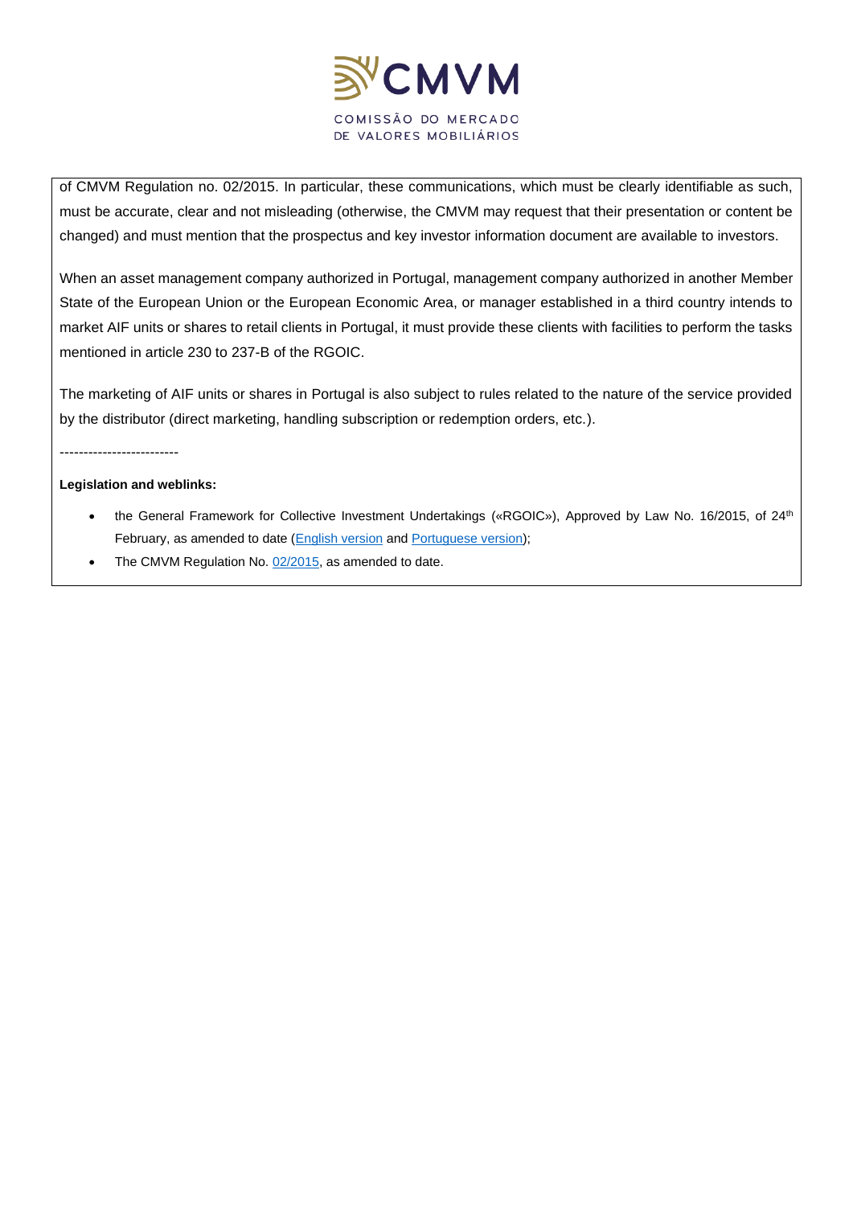of CMVM Regulation no. 02/2015. In particular, these communications, which must be clearly identifiable as such, must be accurate, clear and not misleading (otherwise, the CMVM may request that their presentation or content be changed) and must mention that the prospectus and key investor information document are available to investors.

When an asset management company authorized in Portugal, management company authorized in another Member State of the European Union or the European Economic Area, or manager established in a third country intends to market AIF units or shares to retail clients in Portugal, it must provide these clients with facilities to perform the tasks mentioned in article 230 to 237-B of the RGOIC.

The marketing of AIF units or shares in Portugal is also subject to rules related to the nature of the service provided by the distributor (direct marketing, handling subscription or redemption orders, etc.).

-------------------------

**Legislation and weblinks:**

- the General Framework for Collective Investment Undertakings («RGOIC»), Approved by Law No. 16/2015, of 24th February, as amended to date (English version and Portuguese version);
- The CMVM Regulation No. 02/2015, as amended to date.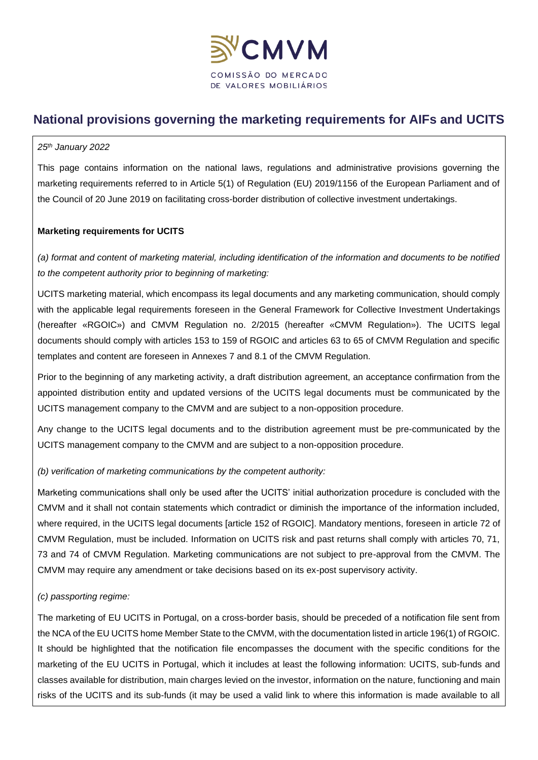# National provisions governing the marketing requirements for AIFs and UCITS

*25th January 2022*

This page contains information on the national laws, regulations and administrative provisions governing the marketing requirements referred to in Article 5(1) of Regulation (EU) 2019/1156 of the European Parliament and of the Council of 20 June 2019 on facilitating cross-border distribution of collective investment undertakings.

**Marketing requirements for UCITS**

*(a) format and content of marketing material, including identification of the information and documents to be notified to the competent authority prior to beginning of marketing:*

UCITS marketing material, which encompass its legal documents and any marketing communication, should comply with the applicable legal requirements foreseen in the General Framework for Collective Investment Undertakings (hereafter «RGOIC») and CMVM Regulation no. 2/2015 (hereafter «CMVM Regulation»). The UCITS legal documents should comply with articles 153 to 159 of RGOIC and articles 63 to 65 of CMVM Regulation and specific templates and content are foreseen in Annexes 7 and 8.1 of the CMVM Regulation.

Prior to the beginning of any marketing activity, a draft distribution agreement, an acceptance confirmation from the appointed distribution entity and updated versions of the UCITS legal documents must be communicated by the UCITS management company to the CMVM and are subject to a non-opposition procedure.

Any change to the UCITS legal documents and to the distribution agreement must be pre-communicated by the UCITS management company to the CMVM and are subject to a non-opposition procedure.

*(b) verification of marketing communications by the competent authority:*

Marketing communications shall only be used after the UCITS' initial authorization procedure is concluded with the CMVM and it shall not contain statements which contradict or diminish the importance of the information included, where required, in the UCITS legal documents [article 152 of RGOIC]. Mandatory mentions, foreseen in article 72 of CMVM Regulation, must be included. Information on UCITS risk and past returns shall comply with articles 70, 71, 73 and 74 of CMVM Regulation. Marketing communications are not subject to pre-approval from the CMVM. The CMVM may require any amendment or take decisions based on its ex-post supervisory activity.

*(c) passporting regime:*

The marketing of EU UCITS in Portugal, on a cross-border basis, should be preceded of a notification file sent from the NCA of the EU UCITS home Member State to the CMVM, with the documentation listed in article 196(1) of RGOIC. It should be highlighted that the notification file encompasses the document with the specific conditions for the marketing of the EU UCITS in Portugal, which it includes at least the following information: UCITS, sub-funds and classes available for distribution, main charges levied on the investor, information on the nature, functioning and main risks of the UCITS and its sub-funds (it may be used a valid link to where this information is made available to all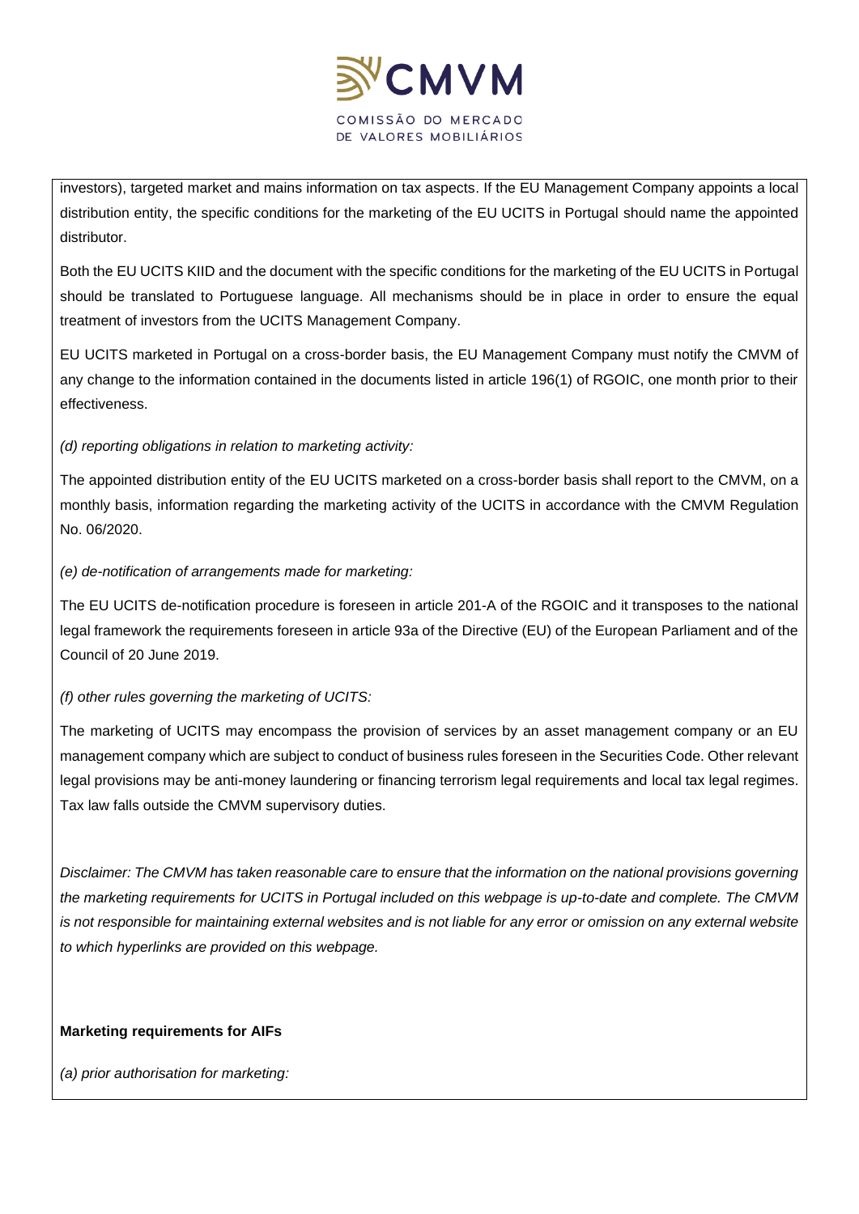investors), targeted market and mains information on tax aspects. If the EU Management Company appoints a local distribution entity, the specific conditions for the marketing of the EU UCITS in Portugal should name the appointed distributor.

Both the EU UCITS KIID and the document with the specific conditions for the marketing of the EU UCITS in Portugal should be translated to Portuguese language. All mechanisms should be in place in order to ensure the equal treatment of investors from the UCITS Management Company.

EU UCITS marketed in Portugal on a cross-border basis, the EU Management Company must notify the CMVM of any change to the information contained in the documents listed in article 196(1) of RGOIC, one month prior to their effectiveness.

*(d) reporting obligations in relation to marketing activity:*

The appointed distribution entity of the EU UCITS marketed on a cross-border basis shall report to the CMVM, on a monthly basis, information regarding the marketing activity of the UCITS in accordance with the CMVM Regulation No. 06/2020.

*(e) de-notification of arrangements made for marketing:*

The EU UCITS de-notification procedure is foreseen in article 201-A of the RGOIC and it transposes to the national legal framework the requirements foreseen in article 93a of the Directive (EU) of the European Parliament and of the Council of 20 June 2019.

*(f) other rules governing the marketing of UCITS:*

The marketing of UCITS may encompass the provision of services by an asset management company or an EU management company which are subject to conduct of business rules foreseen in the Securities Code. Other relevant legal provisions may be anti-money laundering or financing terrorism legal requirements and local tax legal regimes. Tax law falls outside the CMVM supervisory duties.

*Disclaimer: The CMVM has taken reasonable care to ensure that the information on the national provisions governing the marketing requirements for UCITS in Portugal included on this webpage is up-to-date and complete. The CMVM is not responsible for maintaining external websites and is not liable for any error or omission on any external website to which hyperlinks are provided on this webpage.*

**Marketing requirements for AIFs**

*(a) prior authorisation for marketing:*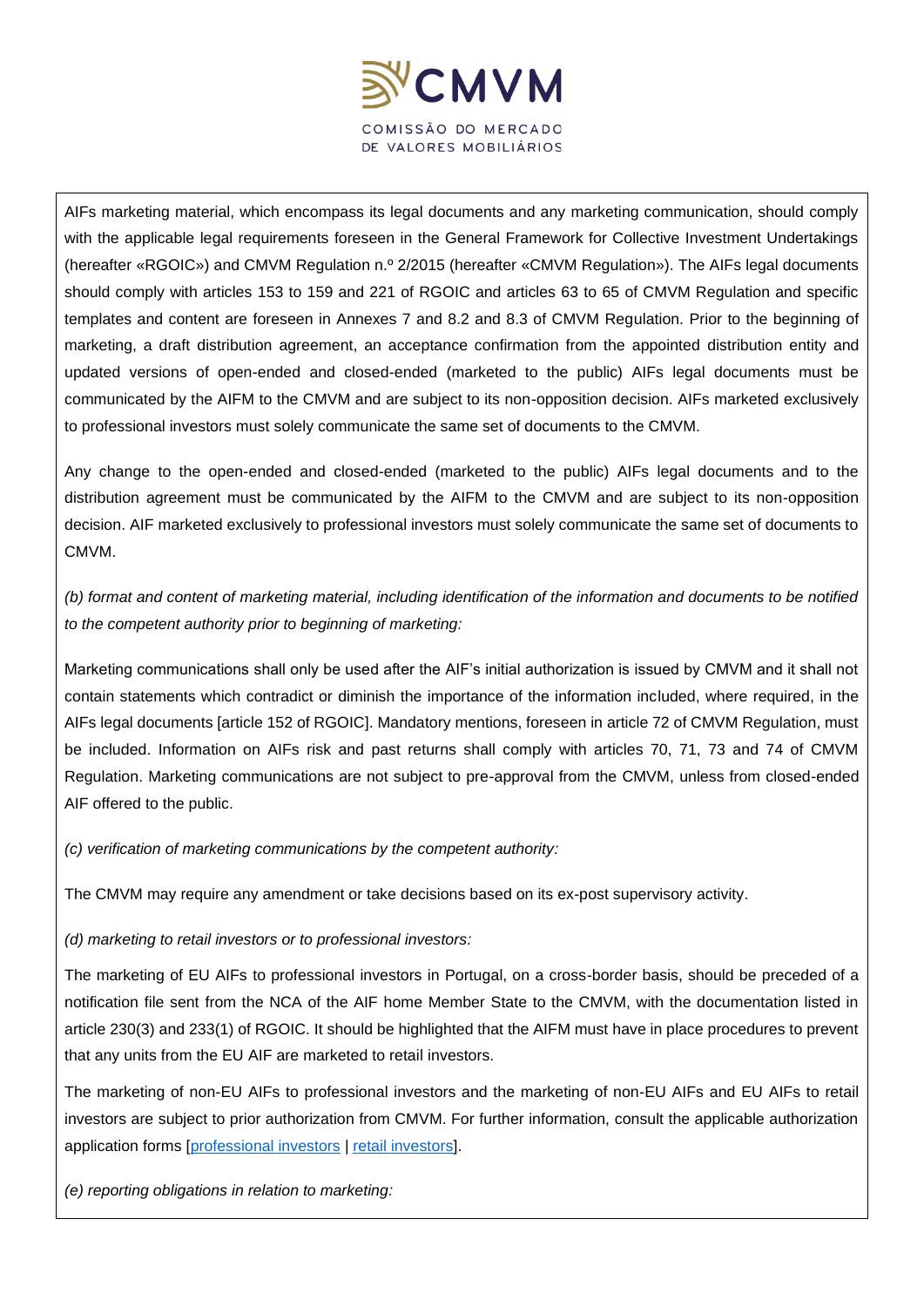AIFs marketing material, which encompass its legal documents and any marketing communication, should comply with the applicable legal requirements foreseen in the General Framework for Collective Investment Undertakings (hereafter «RGOIC») and CMVM Regulation n.º 2/2015 (hereafter «CMVM Regulation»). The AIFs legal documents should comply with articles 153 to 159 and 221 of RGOIC and articles 63 to 65 of CMVM Regulation and specific templates and content are foreseen in Annexes 7 and 8.2 and 8.3 of CMVM Regulation. Prior to the beginning of marketing, a draft distribution agreement, an acceptance confirmation from the appointed distribution entity and updated versions of open-ended and closed-ended (marketed to the public) AIFs legal documents must be communicated by the AIFM to the CMVM and are subject to its non-opposition decision. AIFs marketed exclusively to professional investors must solely communicate the same set of documents to the CMVM.

Any change to the open-ended and closed-ended (marketed to the public) AIFs legal documents and to the distribution agreement must be communicated by the AIFM to the CMVM and are subject to its non-opposition decision. AIF marketed exclusively to professional investors must solely communicate the same set of documents to CMVM.

*(b) format and content of marketing material, including identification of the information and documents to be notified to the competent authority prior to beginning of marketing:*

Marketing communications shall only be used after the AIF's initial authorization is issued by CMVM and it shall not contain statements which contradict or diminish the importance of the information included, where required, in the AIFs legal documents [article 152 of RGOIC]. Mandatory mentions, foreseen in article 72 of CMVM Regulation, must be included. Information on AIFs risk and past returns shall comply with articles 70, 71, 73 and 74 of CMVM Regulation. Marketing communications are not subject to pre-approval from the CMVM, unless from closed-ended AIF offered to the public.

*(c) verification of marketing communications by the competent authority:*

The CMVM may require any amendment or take decisions based on its ex-post supervisory activity.

*(d) marketing to retail investors or to professional investors:*

The marketing of EU AIFs to professional investors in Portugal, on a cross-border basis, should be preceded of a notification file sent from the NCA of the AIF home Member State to the CMVM, with the documentation listed in article 230(3) and 233(1) of RGOIC. It should be highlighted that the AIFM must have in place procedures to prevent that any units from the EU AIF are marketed to retail investors.

The marketing of non-EU AIFs to professional investors and the marketing of non-EU AIFs and EU AIFs to retail investors are subject to prior authorization from CMVM. For further information, consult the applicable authorization application forms [professional investors | retail investors].

*(e) reporting obligations in relation to marketing:*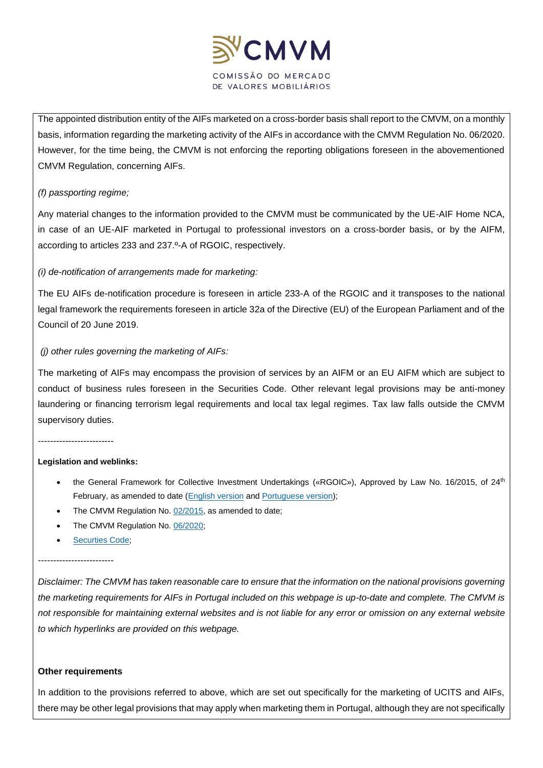The appointed distribution entity of the AIFs marketed on a cross-border basis shall report to the CMVM, on a monthly basis, information regarding the marketing activity of the AIFs in accordance with the CMVM Regulation No. 06/2020. However, for the time being, the CMVM is not enforcing the reporting obligations foreseen in the abovementioned CMVM Regulation, concerning AIFs.

*(f) passporting regime;*

Any material changes to the information provided to the CMVM must be communicated by the UE-AIF Home NCA, in case of an UE-AIF marketed in Portugal to professional investors on a cross-border basis, or by the AIFM, according to articles 233 and 237.º-A of RGOIC, respectively.

*(i) de-notification of arrangements made for marketing:*

The EU AIFs de-notification procedure is foreseen in article 233-A of the RGOIC and it transposes to the national legal framework the requirements foreseen in article 32a of the Directive (EU) of the European Parliament and of the Council of 20 June 2019.

*(j) other rules governing the marketing of AIFs:*

The marketing of AIFs may encompass the provision of services by an AIFM or an EU AIFM which are subject to conduct of business rules foreseen in the Securities Code. Other relevant legal provisions may be anti-money laundering or financing terrorism legal requirements and local tax legal regimes. Tax law falls outside the CMVM supervisory duties.

-------------------------

**Legislation and weblinks:**

- the General Framework for Collective Investment Undertakings («RGOIC»), Approved by Law No. 16/2015, of 24th February, as amended to date (English version and Portuguese version);
- The CMVM Regulation No. 02/2015, as amended to date;
- The CMVM Regulation No. 06/2020;
- Securties Code;

-------------------------

*Disclaimer: The CMVM has taken reasonable care to ensure that the information on the national provisions governing the marketing requirements for AIFs in Portugal included on this webpage is up-to-date and complete. The CMVM is not responsible for maintaining external websites and is not liable for any error or omission on any external website to which hyperlinks are provided on this webpage.*

**Other requirements**

In addition to the provisions referred to above, which are set out specifically for the marketing of UCITS and AIFs, there may be other legal provisions that may apply when marketing them in Portugal, although they are not specifically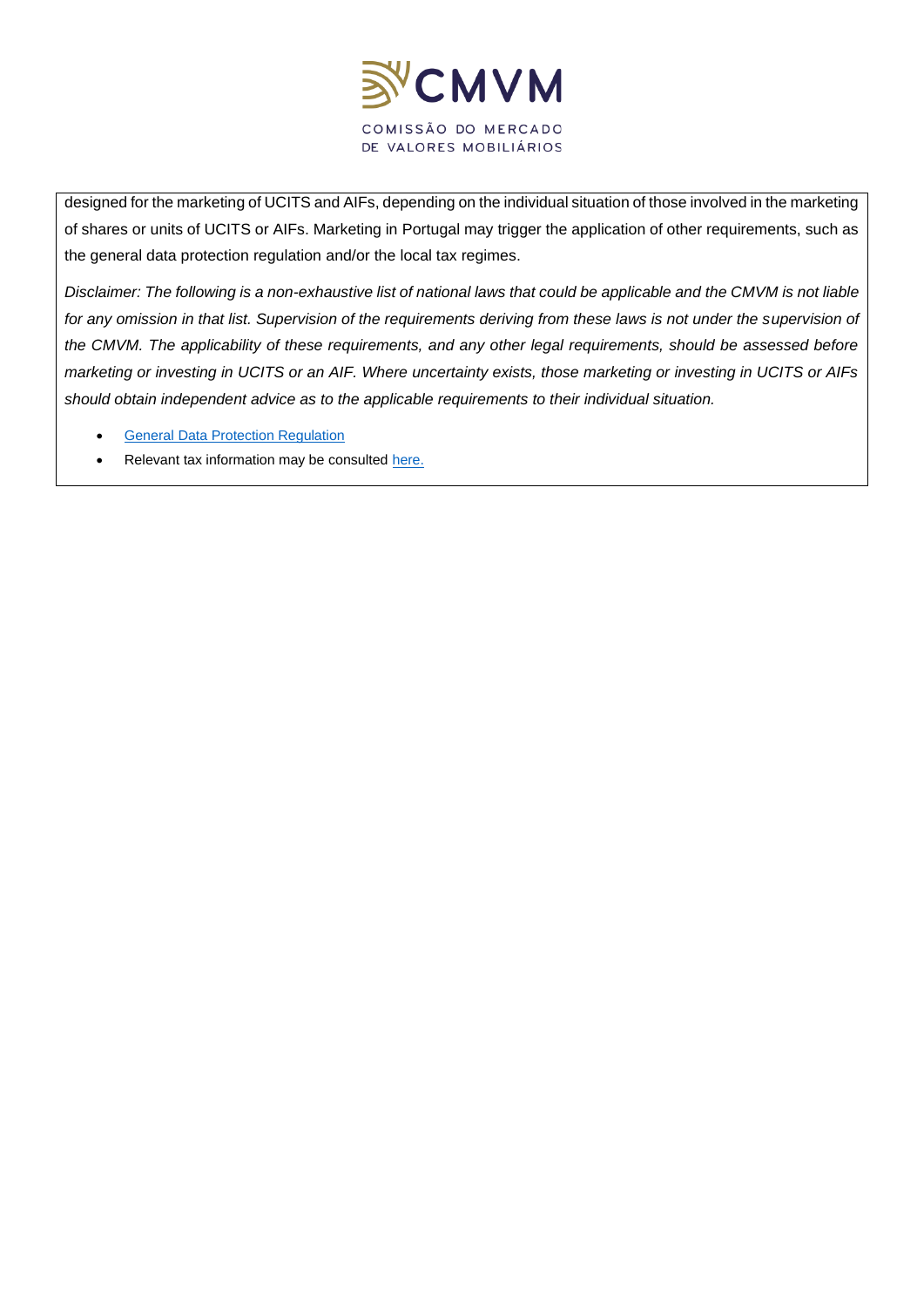designed for the marketing of UCITS and AIFs, depending on the individual situation of those involved in the marketing of shares or units of UCITS or AIFs. Marketing in Portugal may trigger the application of other requirements, such as the general data protection regulation and/or the local tax regimes.

*Disclaimer: The following is a non-exhaustive list of national laws that could be applicable and the CMVM is not liable for any omission in that list. Supervision of the requirements deriving from these laws is not under the supervision of the CMVM. The applicability of these requirements, and any other legal requirements, should be assessed before marketing or investing in UCITS or an AIF. Where uncertainty exists, those marketing or investing in UCITS or AIFs should obtain independent advice as to the applicable requirements to their individual situation.*

- General Data Protection Regulation
- Relevant tax information may be consulted here.